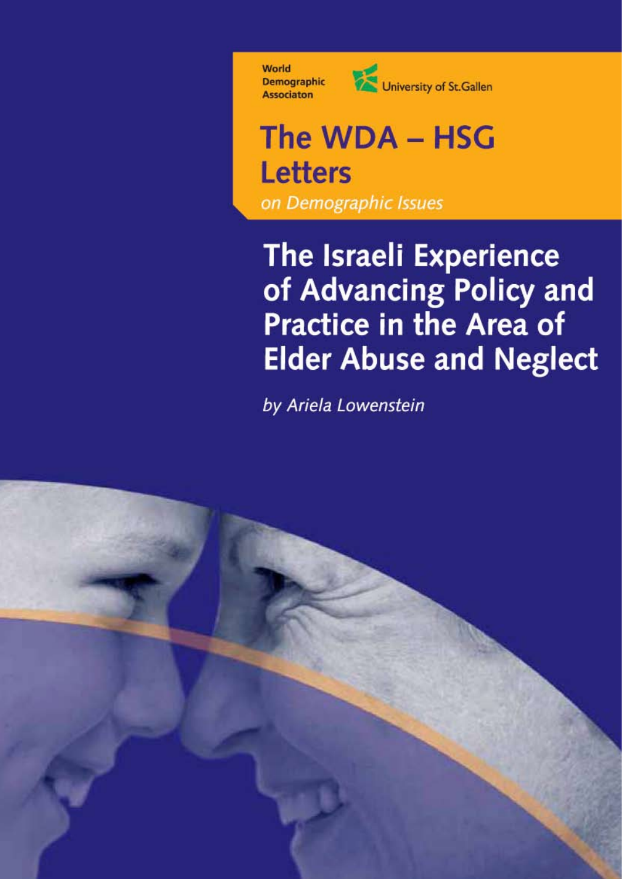World Demographic Associaton

University of St.Gallen

# The WDA – HSG Letters

*on Demographic Issues*

# The Israeli Experience of Advancing Policy and Practice in the Area of Elder Abuse and Neglect

*by Ariela Lowenstein*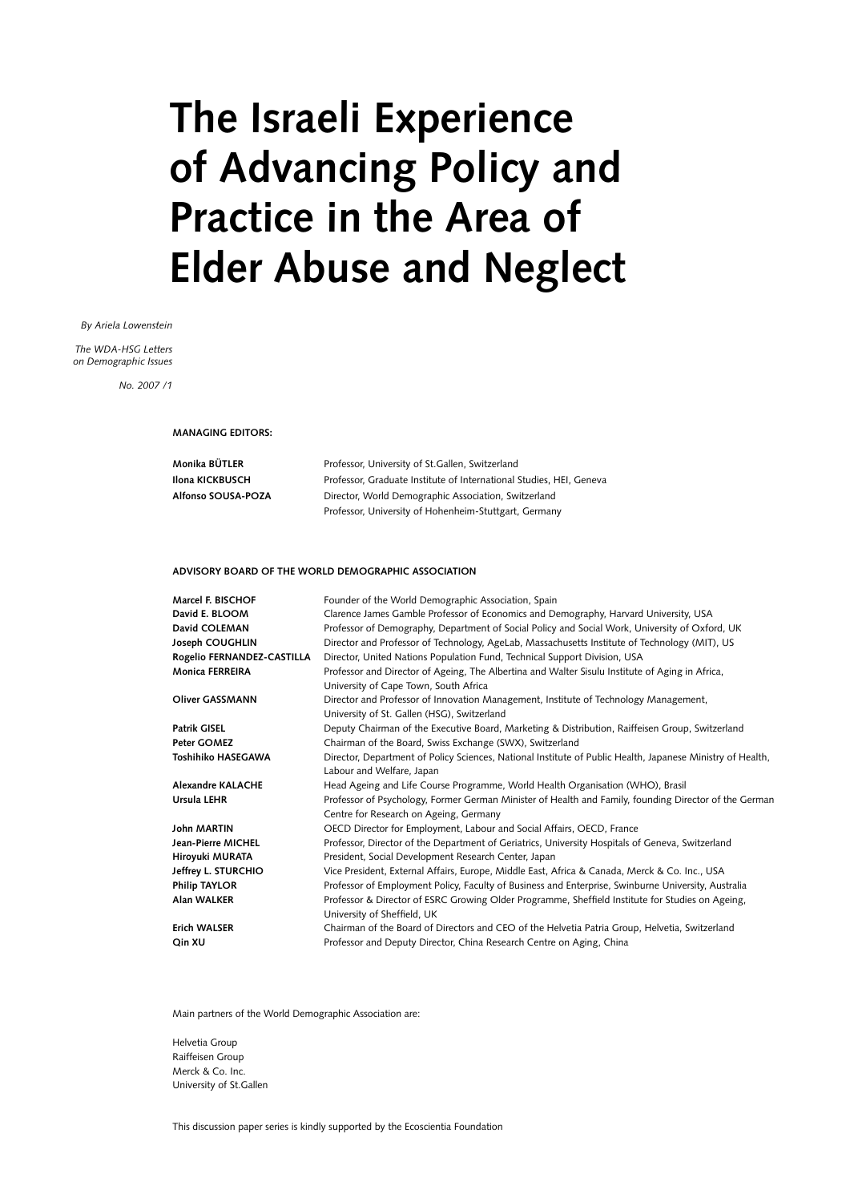# The Israeli Experience of Advancing Policy and Practice in the Area of Elder Abuse and Neglect

*By Ariela Lowenstein*

*The WDA-HSG Letters on Demographic Issues*

*No. 2007 /1*

**MANAGING EDITORS:**

| | |
|---|---|
| **Monika BÜTLER** | Professor, University of St.Gallen, Switzerland |
| **Ilona KICKBUSCH** | Professor, Graduate Institute of International Studies, HEI, Geneva |
| **Alfonso SOUSA-POZA** | Director, World Demographic Association, Switzerland<br>Professor, University of Hohenheim-Stuttgart, Germany |

**ADVISORY BOARD OF THE WORLD DEMOGRAPHIC ASSOCIATION**

| | |
|---|---|
| **Marcel F. BISCHOF** | Founder of the World Demographic Association, Spain |
| **David E. BLOOM** | Clarence James Gamble Professor of Economics and Demography, Harvard University, USA |
| **David COLEMAN** | Professor of Demography, Department of Social Policy and Social Work, University of Oxford, UK |
| **Joseph COUGHLIN** | Director and Professor of Technology, AgeLab, Massachusetts Institute of Technology (MIT), US |
| **Rogelio FERNANDEZ-CASTILLA** | Director, United Nations Population Fund, Technical Support Division, USA |
| **Monica FERREIRA** | Professor and Director of Ageing, The Albertina and Walter Sisulu Institute of Aging in Africa, University of Cape Town, South Africa |
| **Oliver GASSMANN** | Director and Professor of Innovation Management, Institute of Technology Management, University of St. Gallen (HSG), Switzerland |
| **Patrik GISEL** | Deputy Chairman of the Executive Board, Marketing & Distribution, Raiffeisen Group, Switzerland |
| **Peter GOMEZ** | Chairman of the Board, Swiss Exchange (SWX), Switzerland |
| **Toshihiko HASEGAWA** | Director, Department of Policy Sciences, National Institute of Public Health, Japanese Ministry of Health, Labour and Welfare, Japan |
| **Alexandre KALACHE** | Head Ageing and Life Course Programme, World Health Organisation (WHO), Brasil |
| **Ursula LEHR** | Professor of Psychology, Former German Minister of Health and Family, founding Director of the German Centre for Research on Ageing, Germany |
| **John MARTIN** | OECD Director for Employment, Labour and Social Affairs, OECD, France |
| **Jean-Pierre MICHEL** | Professor, Director of the Department of Geriatrics, University Hospitals of Geneva, Switzerland |
| **Hiroyuki MURATA** | President, Social Development Research Center, Japan |
| **Jeffrey L. STURCHIO** | Vice President, External Affairs, Europe, Middle East, Africa & Canada, Merck & Co. Inc., USA |
| **Philip TAYLOR** | Professor of Employment Policy, Faculty of Business and Enterprise, Swinburne University, Australia |
| **Alan WALKER** | Professor & Director of ESRC Growing Older Programme, Sheffield Institute for Studies on Ageing, University of Sheffield, UK |
| **Erich WALSER** | Chairman of the Board of Directors and CEO of the Helvetia Patria Group, Helvetia, Switzerland |
| **Qin XU** | Professor and Deputy Director, China Research Centre on Aging, China |

Main partners of the World Demographic Association are:

Helvetia Group
Raiffeisen Group
Merck & Co. Inc.
University of St.Gallen

This discussion paper series is kindly supported by the Ecoscientia Foundation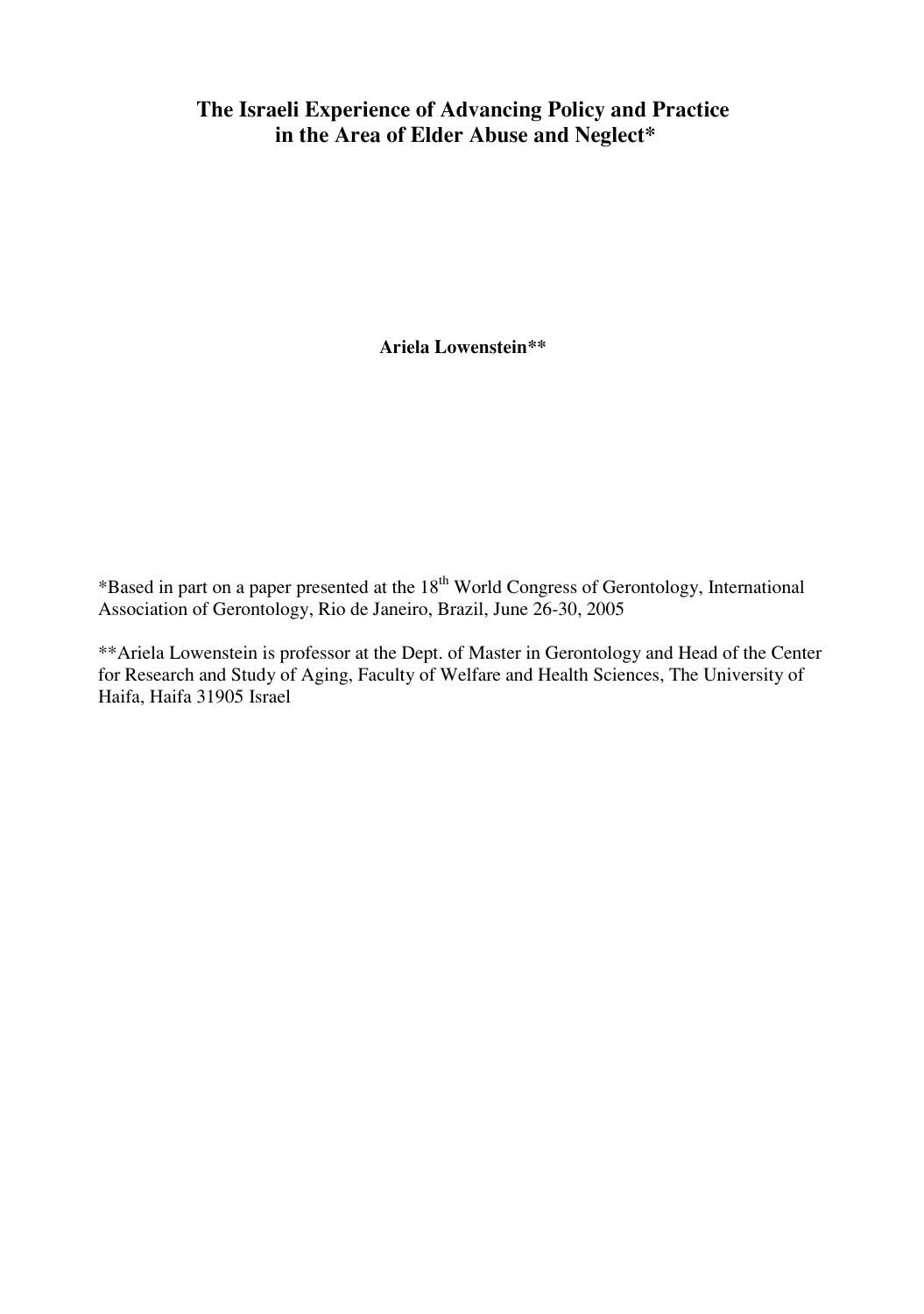# The Israeli Experience of Advancing Policy and Practice in the Area of Elder Abuse and Neglect*

**Ariela Lowenstein****

*Based in part on a paper presented at the 18th World Congress of Gerontology, International Association of Gerontology, Rio de Janeiro, Brazil, June 26-30, 2005

**Ariela Lowenstein is professor at the Dept. of Master in Gerontology and Head of the Center for Research and Study of Aging, Faculty of Welfare and Health Sciences, The University of Haifa, Haifa 31905 Israel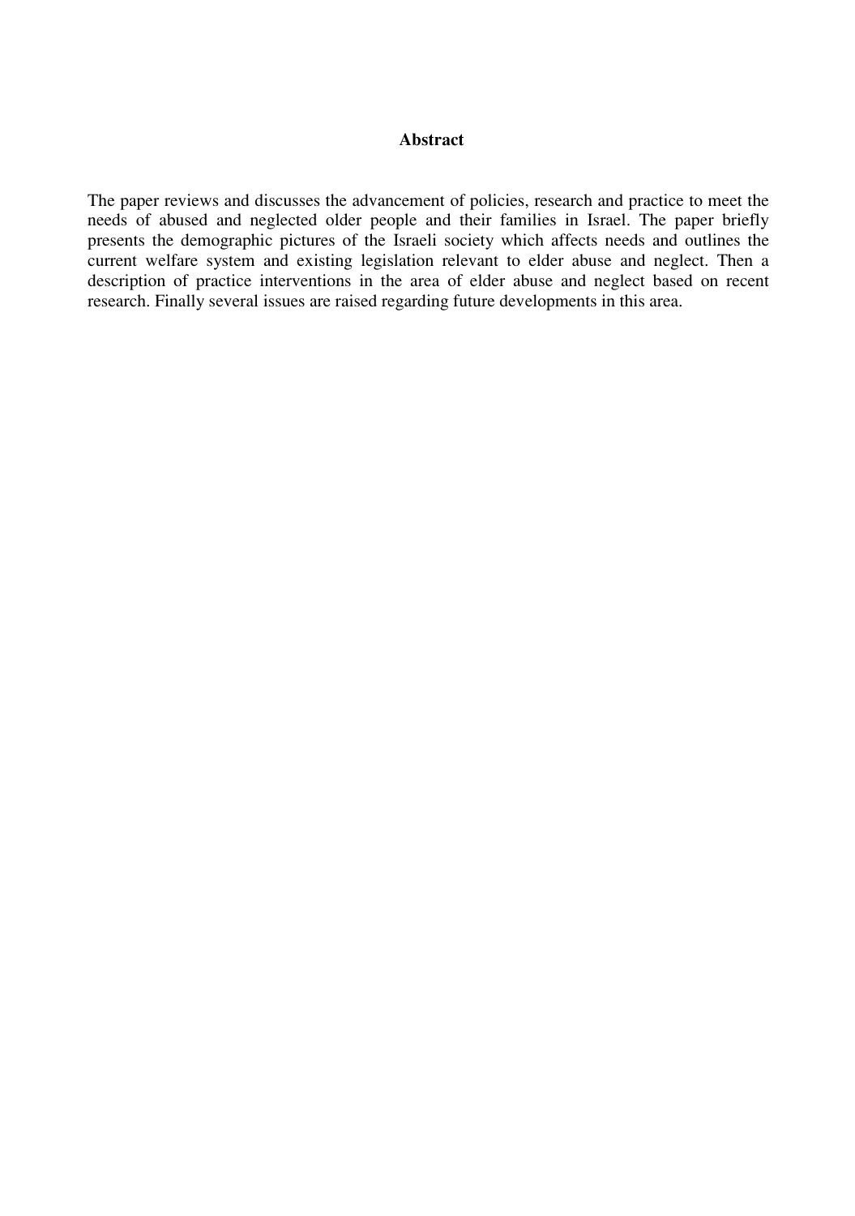## Abstract

The paper reviews and discusses the advancement of policies, research and practice to meet the needs of abused and neglected older people and their families in Israel. The paper briefly presents the demographic pictures of the Israeli society which affects needs and outlines the current welfare system and existing legislation relevant to elder abuse and neglect. Then a description of practice interventions in the area of elder abuse and neglect based on recent research. Finally several issues are raised regarding future developments in this area.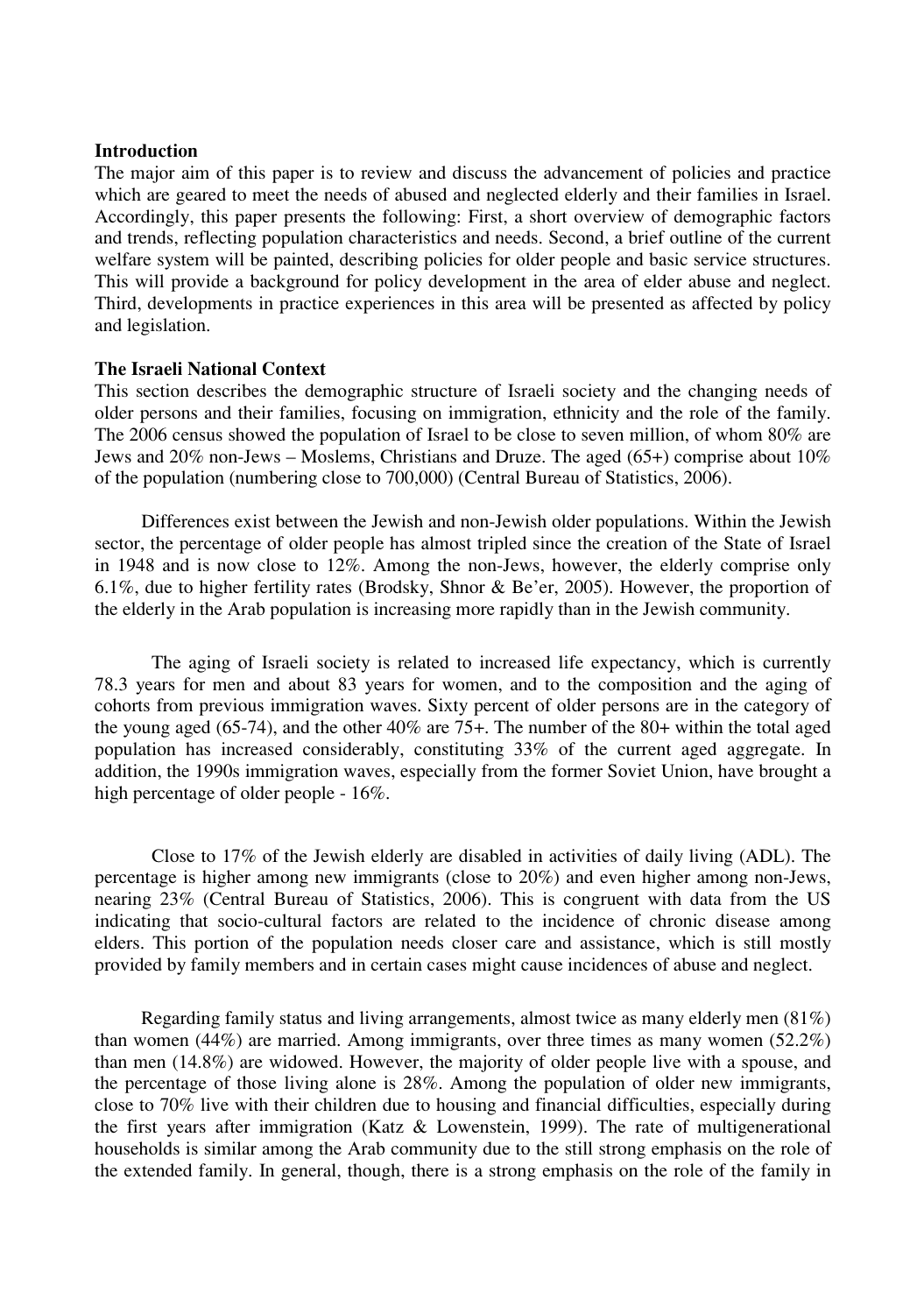## Introduction

The major aim of this paper is to review and discuss the advancement of policies and practice which are geared to meet the needs of abused and neglected elderly and their families in Israel. Accordingly, this paper presents the following: First, a short overview of demographic factors and trends, reflecting population characteristics and needs. Second, a brief outline of the current welfare system will be painted, describing policies for older people and basic service structures. This will provide a background for policy development in the area of elder abuse and neglect. Third, developments in practice experiences in this area will be presented as affected by policy and legislation.

## The Israeli National Context

This section describes the demographic structure of Israeli society and the changing needs of older persons and their families, focusing on immigration, ethnicity and the role of the family. The 2006 census showed the population of Israel to be close to seven million, of whom 80% are Jews and 20% non-Jews – Moslems, Christians and Druze. The aged (65+) comprise about 10% of the population (numbering close to 700,000) (Central Bureau of Statistics, 2006).

Differences exist between the Jewish and non-Jewish older populations. Within the Jewish sector, the percentage of older people has almost tripled since the creation of the State of Israel in 1948 and is now close to 12%. Among the non-Jews, however, the elderly comprise only 6.1%, due to higher fertility rates (Brodsky, Shnor & Be'er, 2005). However, the proportion of the elderly in the Arab population is increasing more rapidly than in the Jewish community.

The aging of Israeli society is related to increased life expectancy, which is currently 78.3 years for men and about 83 years for women, and to the composition and the aging of cohorts from previous immigration waves. Sixty percent of older persons are in the category of the young aged (65-74), and the other 40% are 75+. The number of the 80+ within the total aged population has increased considerably, constituting 33% of the current aged aggregate. In addition, the 1990s immigration waves, especially from the former Soviet Union, have brought a high percentage of older people - 16%.

Close to 17% of the Jewish elderly are disabled in activities of daily living (ADL). The percentage is higher among new immigrants (close to 20%) and even higher among non-Jews, nearing 23% (Central Bureau of Statistics, 2006). This is congruent with data from the US indicating that socio-cultural factors are related to the incidence of chronic disease among elders. This portion of the population needs closer care and assistance, which is still mostly provided by family members and in certain cases might cause incidences of abuse and neglect.

Regarding family status and living arrangements, almost twice as many elderly men (81%) than women (44%) are married. Among immigrants, over three times as many women (52.2%) than men (14.8%) are widowed. However, the majority of older people live with a spouse, and the percentage of those living alone is 28%. Among the population of older new immigrants, close to 70% live with their children due to housing and financial difficulties, especially during the first years after immigration (Katz & Lowenstein, 1999). The rate of multigenerational households is similar among the Arab community due to the still strong emphasis on the role of the extended family. In general, though, there is a strong emphasis on the role of the family in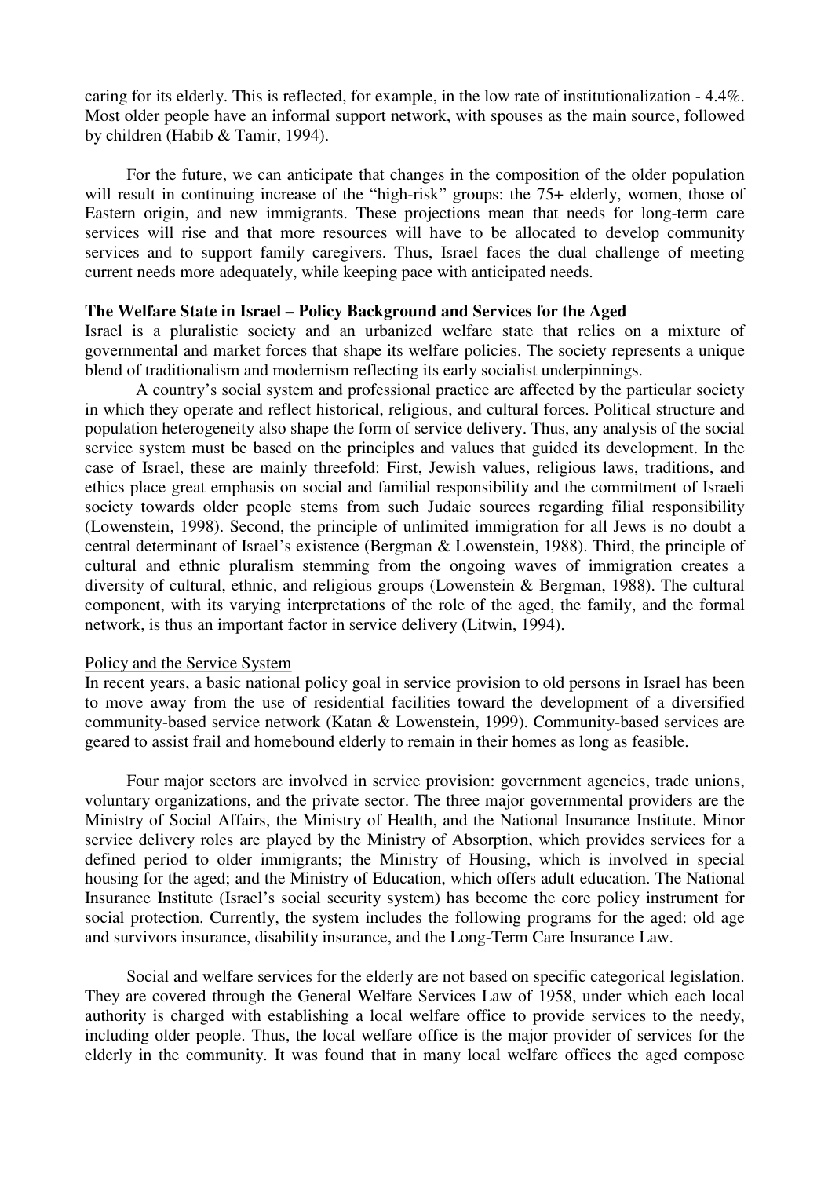caring for its elderly. This is reflected, for example, in the low rate of institutionalization - 4.4%. Most older people have an informal support network, with spouses as the main source, followed by children (Habib & Tamir, 1994).

For the future, we can anticipate that changes in the composition of the older population will result in continuing increase of the "high-risk" groups: the 75+ elderly, women, those of Eastern origin, and new immigrants. These projections mean that needs for long-term care services will rise and that more resources will have to be allocated to develop community services and to support family caregivers. Thus, Israel faces the dual challenge of meeting current needs more adequately, while keeping pace with anticipated needs.

**The Welfare State in Israel – Policy Background and Services for the Aged**

Israel is a pluralistic society and an urbanized welfare state that relies on a mixture of governmental and market forces that shape its welfare policies. The society represents a unique blend of traditionalism and modernism reflecting its early socialist underpinnings.

A country's social system and professional practice are affected by the particular society in which they operate and reflect historical, religious, and cultural forces. Political structure and population heterogeneity also shape the form of service delivery. Thus, any analysis of the social service system must be based on the principles and values that guided its development. In the case of Israel, these are mainly threefold: First, Jewish values, religious laws, traditions, and ethics place great emphasis on social and familial responsibility and the commitment of Israeli society towards older people stems from such Judaic sources regarding filial responsibility (Lowenstein, 1998). Second, the principle of unlimited immigration for all Jews is no doubt a central determinant of Israel's existence (Bergman & Lowenstein, 1988). Third, the principle of cultural and ethnic pluralism stemming from the ongoing waves of immigration creates a diversity of cultural, ethnic, and religious groups (Lowenstein & Bergman, 1988). The cultural component, with its varying interpretations of the role of the aged, the family, and the formal network, is thus an important factor in service delivery (Litwin, 1994).

Policy and the Service System

In recent years, a basic national policy goal in service provision to old persons in Israel has been to move away from the use of residential facilities toward the development of a diversified community-based service network (Katan & Lowenstein, 1999). Community-based services are geared to assist frail and homebound elderly to remain in their homes as long as feasible.

Four major sectors are involved in service provision: government agencies, trade unions, voluntary organizations, and the private sector. The three major governmental providers are the Ministry of Social Affairs, the Ministry of Health, and the National Insurance Institute. Minor service delivery roles are played by the Ministry of Absorption, which provides services for a defined period to older immigrants; the Ministry of Housing, which is involved in special housing for the aged; and the Ministry of Education, which offers adult education. The National Insurance Institute (Israel's social security system) has become the core policy instrument for social protection. Currently, the system includes the following programs for the aged: old age and survivors insurance, disability insurance, and the Long-Term Care Insurance Law.

Social and welfare services for the elderly are not based on specific categorical legislation. They are covered through the General Welfare Services Law of 1958, under which each local authority is charged with establishing a local welfare office to provide services to the needy, including older people. Thus, the local welfare office is the major provider of services for the elderly in the community. It was found that in many local welfare offices the aged compose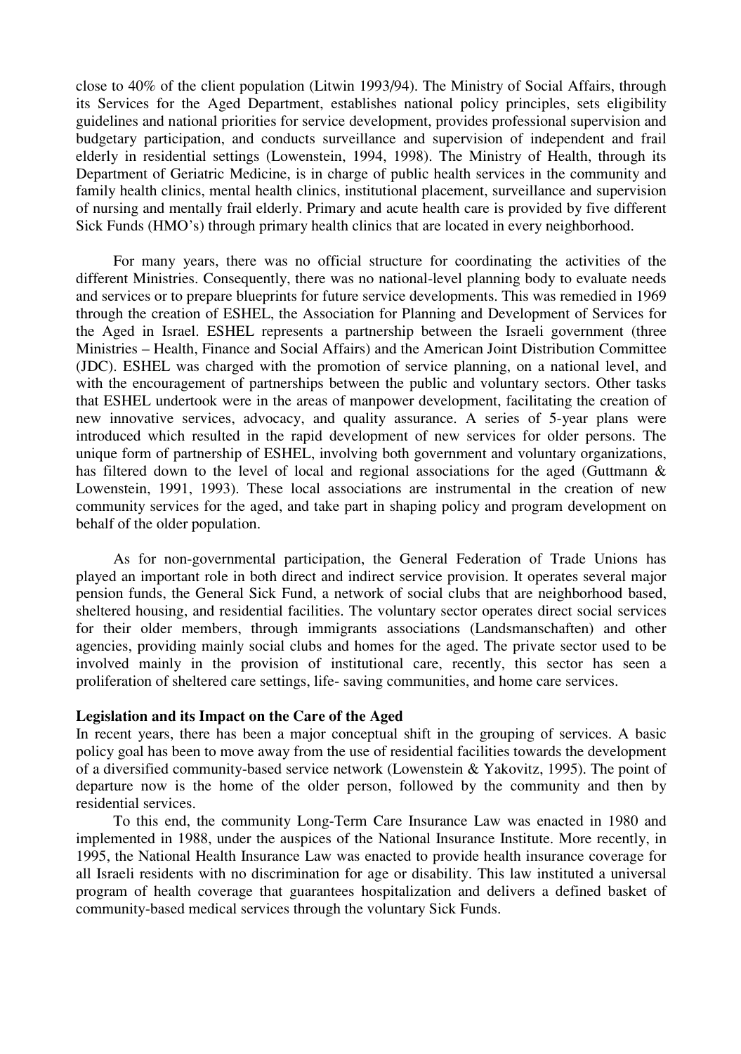close to 40% of the client population (Litwin 1993/94). The Ministry of Social Affairs, through its Services for the Aged Department, establishes national policy principles, sets eligibility guidelines and national priorities for service development, provides professional supervision and budgetary participation, and conducts surveillance and supervision of independent and frail elderly in residential settings (Lowenstein, 1994, 1998). The Ministry of Health, through its Department of Geriatric Medicine, is in charge of public health services in the community and family health clinics, mental health clinics, institutional placement, surveillance and supervision of nursing and mentally frail elderly. Primary and acute health care is provided by five different Sick Funds (HMO's) through primary health clinics that are located in every neighborhood.

For many years, there was no official structure for coordinating the activities of the different Ministries. Consequently, there was no national-level planning body to evaluate needs and services or to prepare blueprints for future service developments. This was remedied in 1969 through the creation of ESHEL, the Association for Planning and Development of Services for the Aged in Israel. ESHEL represents a partnership between the Israeli government (three Ministries – Health, Finance and Social Affairs) and the American Joint Distribution Committee (JDC). ESHEL was charged with the promotion of service planning, on a national level, and with the encouragement of partnerships between the public and voluntary sectors. Other tasks that ESHEL undertook were in the areas of manpower development, facilitating the creation of new innovative services, advocacy, and quality assurance. A series of 5-year plans were introduced which resulted in the rapid development of new services for older persons. The unique form of partnership of ESHEL, involving both government and voluntary organizations, has filtered down to the level of local and regional associations for the aged (Guttmann & Lowenstein, 1991, 1993). These local associations are instrumental in the creation of new community services for the aged, and take part in shaping policy and program development on behalf of the older population.

As for non-governmental participation, the General Federation of Trade Unions has played an important role in both direct and indirect service provision. It operates several major pension funds, the General Sick Fund, a network of social clubs that are neighborhood based, sheltered housing, and residential facilities. The voluntary sector operates direct social services for their older members, through immigrants associations (Landsmanschaften) and other agencies, providing mainly social clubs and homes for the aged. The private sector used to be involved mainly in the provision of institutional care, recently, this sector has seen a proliferation of sheltered care settings, life- saving communities, and home care services.

**Legislation and its Impact on the Care of the Aged**

In recent years, there has been a major conceptual shift in the grouping of services. A basic policy goal has been to move away from the use of residential facilities towards the development of a diversified community-based service network (Lowenstein & Yakovitz, 1995). The point of departure now is the home of the older person, followed by the community and then by residential services.

To this end, the community Long-Term Care Insurance Law was enacted in 1980 and implemented in 1988, under the auspices of the National Insurance Institute. More recently, in 1995, the National Health Insurance Law was enacted to provide health insurance coverage for all Israeli residents with no discrimination for age or disability. This law instituted a universal program of health coverage that guarantees hospitalization and delivers a defined basket of community-based medical services through the voluntary Sick Funds.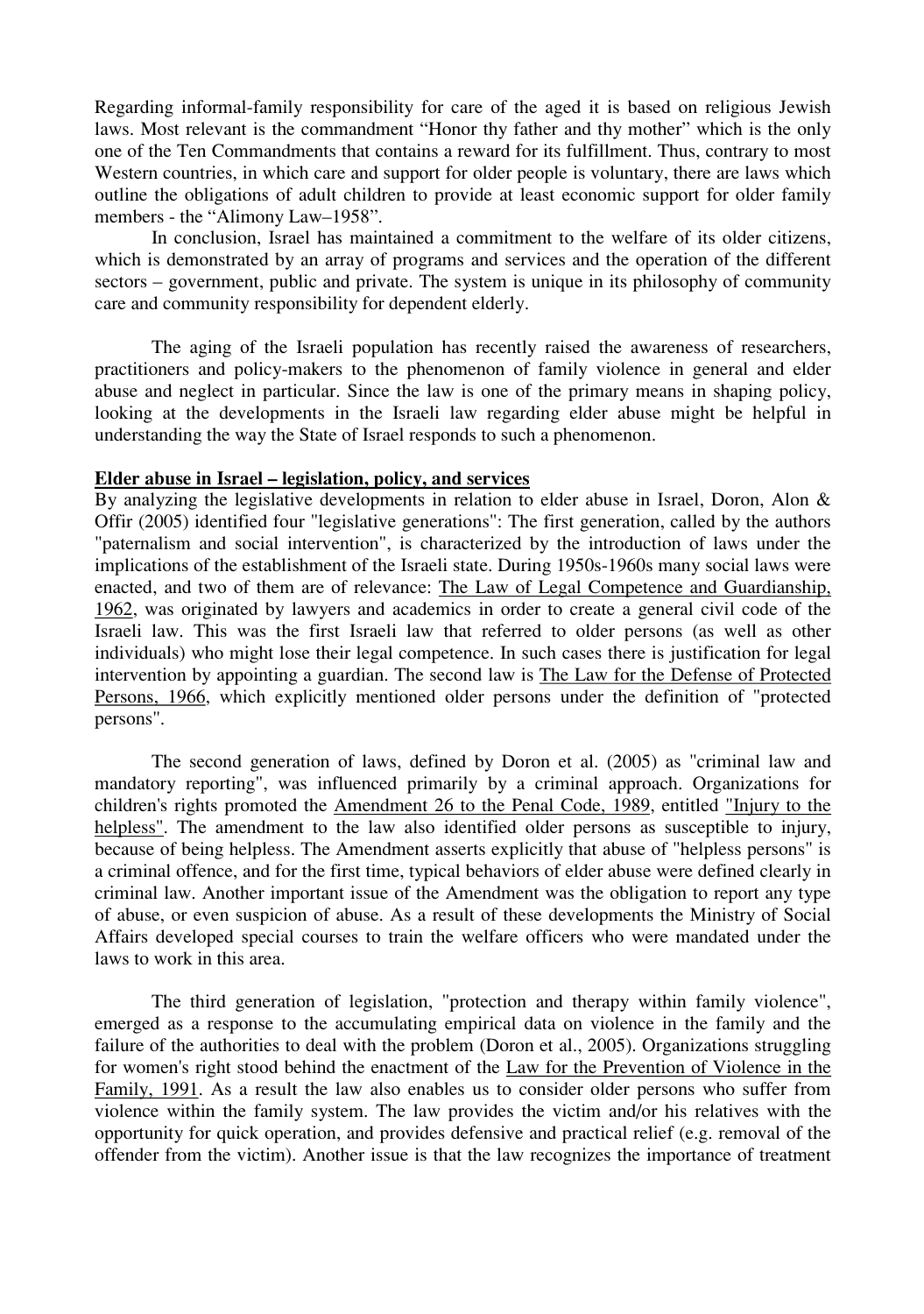Regarding informal-family responsibility for care of the aged it is based on religious Jewish laws. Most relevant is the commandment "Honor thy father and thy mother" which is the only one of the Ten Commandments that contains a reward for its fulfillment. Thus, contrary to most Western countries, in which care and support for older people is voluntary, there are laws which outline the obligations of adult children to provide at least economic support for older family members - the "Alimony Law–1958".

In conclusion, Israel has maintained a commitment to the welfare of its older citizens, which is demonstrated by an array of programs and services and the operation of the different sectors – government, public and private. The system is unique in its philosophy of community care and community responsibility for dependent elderly.

The aging of the Israeli population has recently raised the awareness of researchers, practitioners and policy-makers to the phenomenon of family violence in general and elder abuse and neglect in particular. Since the law is one of the primary means in shaping policy, looking at the developments in the Israeli law regarding elder abuse might be helpful in understanding the way the State of Israel responds to such a phenomenon.

## Elder abuse in Israel – legislation, policy, and services

By analyzing the legislative developments in relation to elder abuse in Israel, Doron, Alon & Offir (2005) identified four "legislative generations": The first generation, called by the authors "paternalism and social intervention", is characterized by the introduction of laws under the implications of the establishment of the Israeli state. During 1950s-1960s many social laws were enacted, and two of them are of relevance: The Law of Legal Competence and Guardianship, 1962, was originated by lawyers and academics in order to create a general civil code of the Israeli law. This was the first Israeli law that referred to older persons (as well as other individuals) who might lose their legal competence. In such cases there is justification for legal intervention by appointing a guardian. The second law is The Law for the Defense of Protected Persons, 1966, which explicitly mentioned older persons under the definition of "protected persons".

The second generation of laws, defined by Doron et al. (2005) as "criminal law and mandatory reporting", was influenced primarily by a criminal approach. Organizations for children's rights promoted the Amendment 26 to the Penal Code, 1989, entitled "Injury to the helpless". The amendment to the law also identified older persons as susceptible to injury, because of being helpless. The Amendment asserts explicitly that abuse of "helpless persons" is a criminal offence, and for the first time, typical behaviors of elder abuse were defined clearly in criminal law. Another important issue of the Amendment was the obligation to report any type of abuse, or even suspicion of abuse. As a result of these developments the Ministry of Social Affairs developed special courses to train the welfare officers who were mandated under the laws to work in this area.

The third generation of legislation, "protection and therapy within family violence", emerged as a response to the accumulating empirical data on violence in the family and the failure of the authorities to deal with the problem (Doron et al., 2005). Organizations struggling for women's right stood behind the enactment of the Law for the Prevention of Violence in the Family, 1991. As a result the law also enables us to consider older persons who suffer from violence within the family system. The law provides the victim and/or his relatives with the opportunity for quick operation, and provides defensive and practical relief (e.g. removal of the offender from the victim). Another issue is that the law recognizes the importance of treatment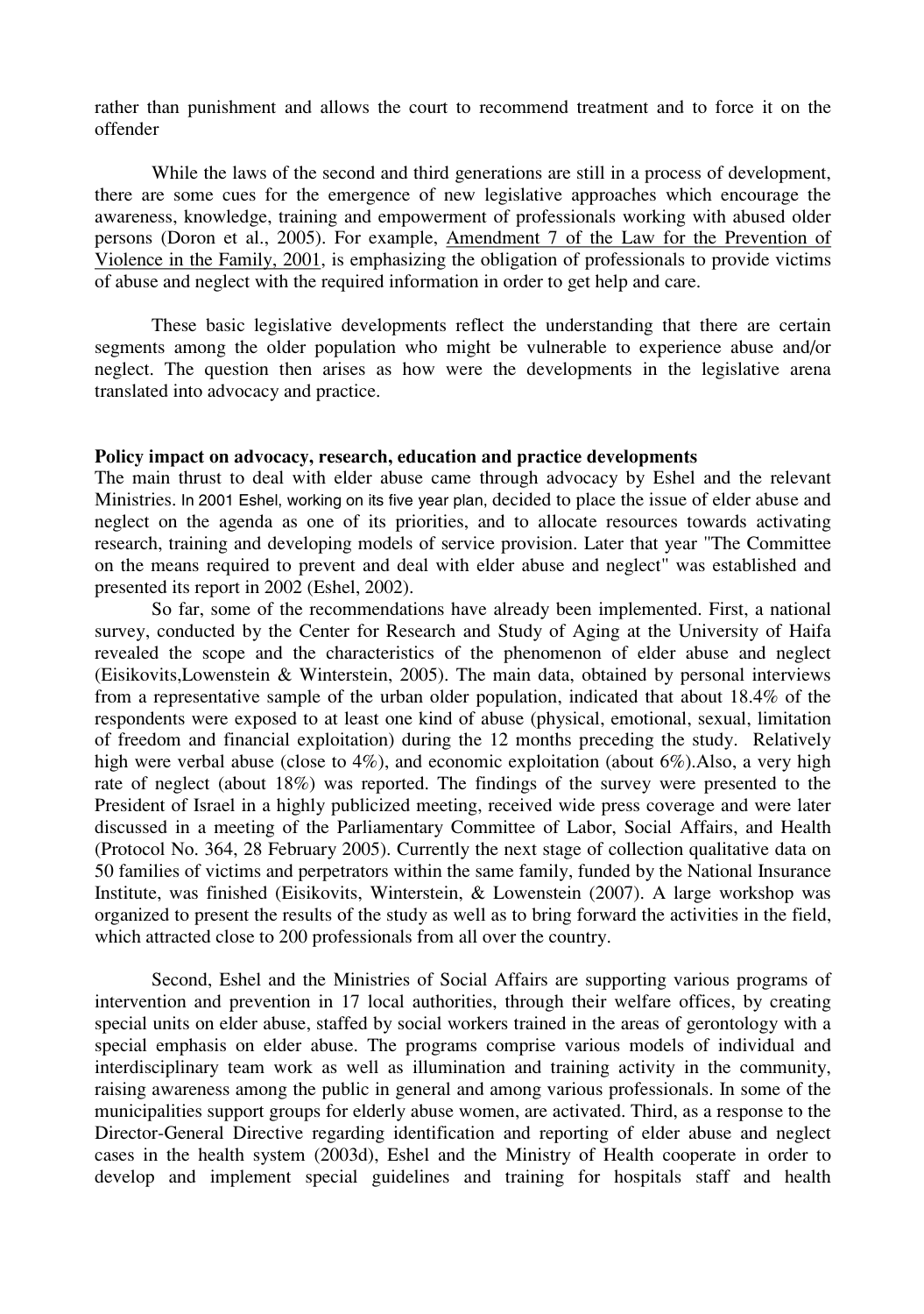rather than punishment and allows the court to recommend treatment and to force it on the offender

While the laws of the second and third generations are still in a process of development, there are some cues for the emergence of new legislative approaches which encourage the awareness, knowledge, training and empowerment of professionals working with abused older persons (Doron et al., 2005). For example, Amendment 7 of the Law for the Prevention of Violence in the Family, 2001, is emphasizing the obligation of professionals to provide victims of abuse and neglect with the required information in order to get help and care.

These basic legislative developments reflect the understanding that there are certain segments among the older population who might be vulnerable to experience abuse and/or neglect. The question then arises as how were the developments in the legislative arena translated into advocacy and practice.

**Policy impact on advocacy, research, education and practice developments**

The main thrust to deal with elder abuse came through advocacy by Eshel and the relevant Ministries. In 2001 Eshel, working on its five year plan, decided to place the issue of elder abuse and neglect on the agenda as one of its priorities, and to allocate resources towards activating research, training and developing models of service provision. Later that year "The Committee on the means required to prevent and deal with elder abuse and neglect" was established and presented its report in 2002 (Eshel, 2002).

So far, some of the recommendations have already been implemented. First, a national survey, conducted by the Center for Research and Study of Aging at the University of Haifa revealed the scope and the characteristics of the phenomenon of elder abuse and neglect (Eisikovits,Lowenstein & Winterstein, 2005). The main data, obtained by personal interviews from a representative sample of the urban older population, indicated that about 18.4% of the respondents were exposed to at least one kind of abuse (physical, emotional, sexual, limitation of freedom and financial exploitation) during the 12 months preceding the study. Relatively high were verbal abuse (close to 4%), and economic exploitation (about 6%).Also, a very high rate of neglect (about 18%) was reported. The findings of the survey were presented to the President of Israel in a highly publicized meeting, received wide press coverage and were later discussed in a meeting of the Parliamentary Committee of Labor, Social Affairs, and Health (Protocol No. 364, 28 February 2005). Currently the next stage of collection qualitative data on 50 families of victims and perpetrators within the same family, funded by the National Insurance Institute, was finished (Eisikovits, Winterstein, & Lowenstein (2007). A large workshop was organized to present the results of the study as well as to bring forward the activities in the field, which attracted close to 200 professionals from all over the country.

Second, Eshel and the Ministries of Social Affairs are supporting various programs of intervention and prevention in 17 local authorities, through their welfare offices, by creating special units on elder abuse, staffed by social workers trained in the areas of gerontology with a special emphasis on elder abuse. The programs comprise various models of individual and interdisciplinary team work as well as illumination and training activity in the community, raising awareness among the public in general and among various professionals. In some of the municipalities support groups for elderly abuse women, are activated. Third, as a response to the Director-General Directive regarding identification and reporting of elder abuse and neglect cases in the health system (2003d), Eshel and the Ministry of Health cooperate in order to develop and implement special guidelines and training for hospitals staff and health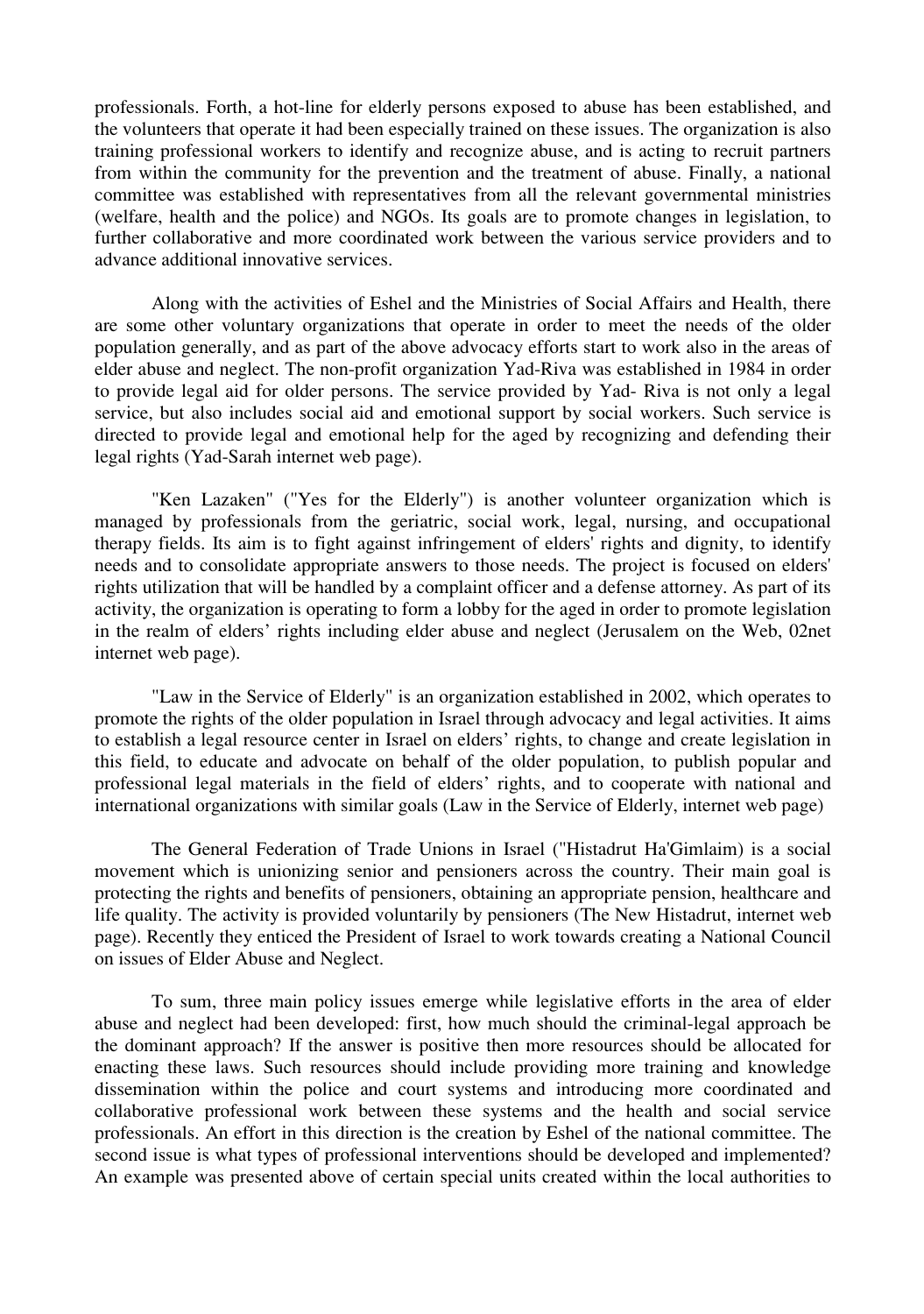professionals. Forth, a hot-line for elderly persons exposed to abuse has been established, and the volunteers that operate it had been especially trained on these issues. The organization is also training professional workers to identify and recognize abuse, and is acting to recruit partners from within the community for the prevention and the treatment of abuse. Finally, a national committee was established with representatives from all the relevant governmental ministries (welfare, health and the police) and NGOs. Its goals are to promote changes in legislation, to further collaborative and more coordinated work between the various service providers and to advance additional innovative services.

Along with the activities of Eshel and the Ministries of Social Affairs and Health, there are some other voluntary organizations that operate in order to meet the needs of the older population generally, and as part of the above advocacy efforts start to work also in the areas of elder abuse and neglect. The non-profit organization Yad-Riva was established in 1984 in order to provide legal aid for older persons. The service provided by Yad- Riva is not only a legal service, but also includes social aid and emotional support by social workers. Such service is directed to provide legal and emotional help for the aged by recognizing and defending their legal rights (Yad-Sarah internet web page).

"Ken Lazaken" ("Yes for the Elderly") is another volunteer organization which is managed by professionals from the geriatric, social work, legal, nursing, and occupational therapy fields. Its aim is to fight against infringement of elders' rights and dignity, to identify needs and to consolidate appropriate answers to those needs. The project is focused on elders' rights utilization that will be handled by a complaint officer and a defense attorney. As part of its activity, the organization is operating to form a lobby for the aged in order to promote legislation in the realm of elders' rights including elder abuse and neglect (Jerusalem on the Web, 02net internet web page).

"Law in the Service of Elderly" is an organization established in 2002, which operates to promote the rights of the older population in Israel through advocacy and legal activities. It aims to establish a legal resource center in Israel on elders' rights, to change and create legislation in this field, to educate and advocate on behalf of the older population, to publish popular and professional legal materials in the field of elders' rights, and to cooperate with national and international organizations with similar goals (Law in the Service of Elderly, internet web page)

The General Federation of Trade Unions in Israel ("Histadrut Ha'Gimlaim) is a social movement which is unionizing senior and pensioners across the country. Their main goal is protecting the rights and benefits of pensioners, obtaining an appropriate pension, healthcare and life quality. The activity is provided voluntarily by pensioners (The New Histadrut, internet web page). Recently they enticed the President of Israel to work towards creating a National Council on issues of Elder Abuse and Neglect.

To sum, three main policy issues emerge while legislative efforts in the area of elder abuse and neglect had been developed: first, how much should the criminal-legal approach be the dominant approach? If the answer is positive then more resources should be allocated for enacting these laws. Such resources should include providing more training and knowledge dissemination within the police and court systems and introducing more coordinated and collaborative professional work between these systems and the health and social service professionals. An effort in this direction is the creation by Eshel of the national committee. The second issue is what types of professional interventions should be developed and implemented? An example was presented above of certain special units created within the local authorities to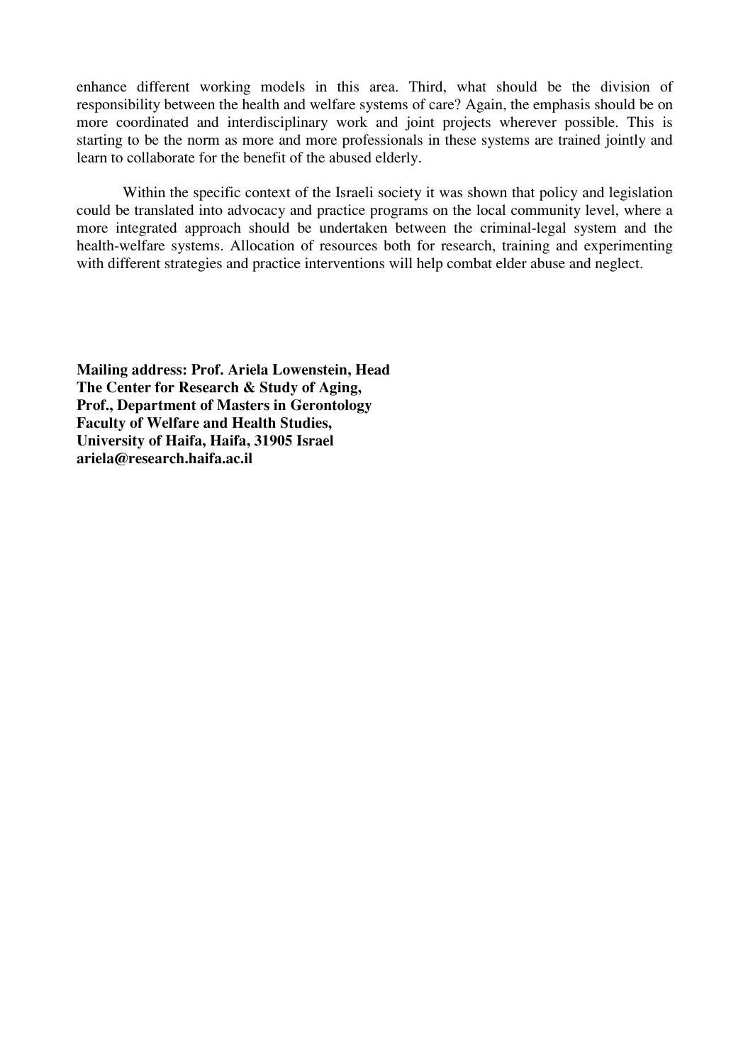enhance different working models in this area. Third, what should be the division of responsibility between the health and welfare systems of care? Again, the emphasis should be on more coordinated and interdisciplinary work and joint projects wherever possible. This is starting to be the norm as more and more professionals in these systems are trained jointly and learn to collaborate for the benefit of the abused elderly.

Within the specific context of the Israeli society it was shown that policy and legislation could be translated into advocacy and practice programs on the local community level, where a more integrated approach should be undertaken between the criminal-legal system and the health-welfare systems. Allocation of resources both for research, training and experimenting with different strategies and practice interventions will help combat elder abuse and neglect.

**Mailing address: Prof. Ariela Lowenstein, Head**
**The Center for Research & Study of Aging,**
**Prof., Department of Masters in Gerontology**
**Faculty of Welfare and Health Studies,**
**University of Haifa, Haifa, 31905 Israel**
**ariela@research.haifa.ac.il**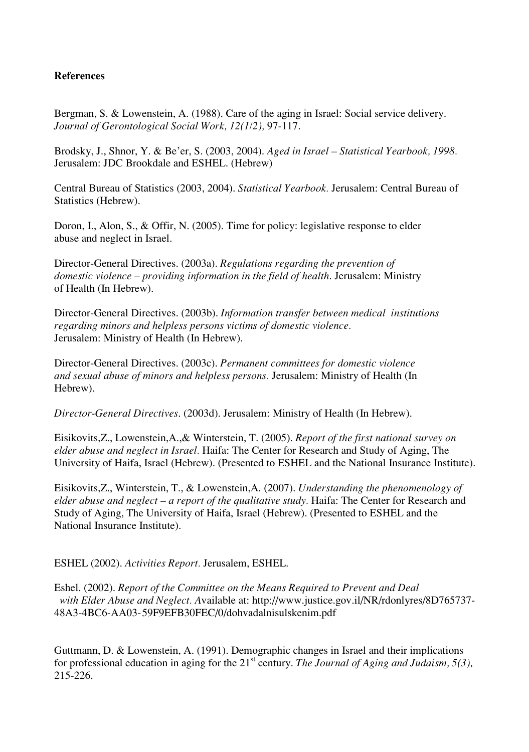**References**

Bergman, S. & Lowenstein, A. (1988). Care of the aging in Israel: Social service delivery. *Journal of Gerontological Social Work, 12(1/2),* 97-117.

Brodsky, J., Shnor, Y. & Be'er, S. (2003, 2004). *Aged in Israel – Statistical Yearbook, 1998.* Jerusalem: JDC Brookdale and ESHEL. (Hebrew)

Central Bureau of Statistics (2003, 2004). *Statistical Yearbook.* Jerusalem: Central Bureau of Statistics (Hebrew).

Doron, I., Alon, S., & Offir, N. (2005). Time for policy: legislative response to elder abuse and neglect in Israel.

Director-General Directives. (2003a). *Regulations regarding the prevention of domestic violence – providing information in the field of health*. Jerusalem: Ministry of Health (In Hebrew).

Director-General Directives. (2003b). *Information transfer between medical institutions regarding minors and helpless persons victims of domestic violence*. Jerusalem: Ministry of Health (In Hebrew).

Director-General Directives. (2003c). *Permanent committees for domestic violence and sexual abuse of minors and helpless persons*. Jerusalem: Ministry of Health (In Hebrew).

*Director-General Directives*. (2003d). Jerusalem: Ministry of Health (In Hebrew).

Eisikovits,Z., Lowenstein,A.,& Winterstein, T. (2005). *Report of the first national survey on elder abuse and neglect in Israel*. Haifa: The Center for Research and Study of Aging, The University of Haifa, Israel (Hebrew). (Presented to ESHEL and the National Insurance Institute).

Eisikovits,Z., Winterstein, T., & Lowenstein,A. (2007). *Understanding the phenomenology of elder abuse and neglect – a report of the qualitative study*. Haifa: The Center for Research and Study of Aging, The University of Haifa, Israel (Hebrew). (Presented to ESHEL and the National Insurance Institute).

ESHEL (2002). *Activities Report*. Jerusalem, ESHEL.

Eshel. (2002). *Report of the Committee on the Means Required to Prevent and Deal with Elder Abuse and Neglect*. Available at: http://www.justice.gov.il/NR/rdonlyres/8D765737-48A3-4BC6-AA03-59F9EFB30FEC/0/dohvadalnisulskenim.pdf

Guttmann, D. & Lowenstein, A. (1991). Demographic changes in Israel and their implications for professional education in aging for the 21st century. *The Journal of Aging and Judaism, 5(3),* 215-226.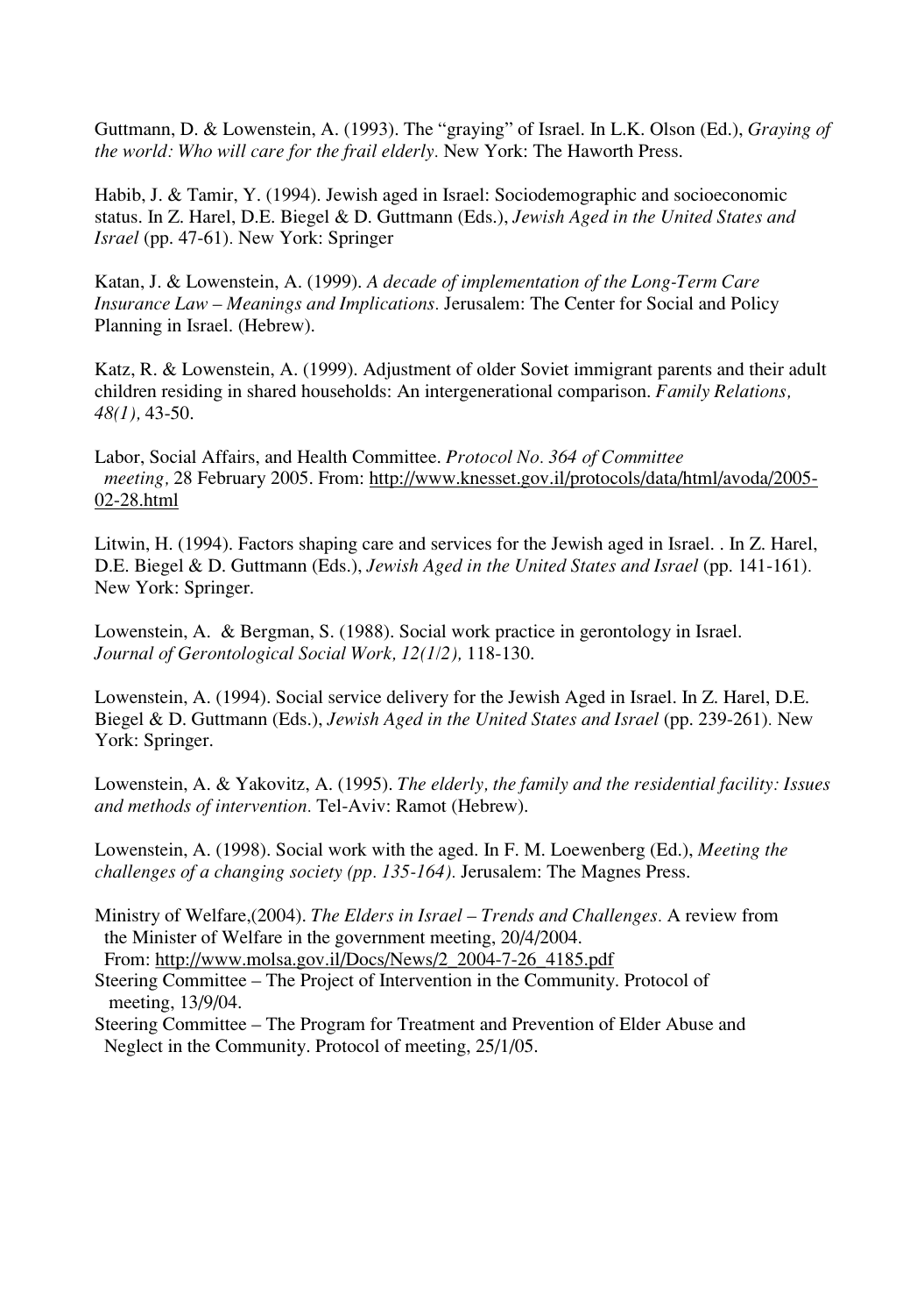Guttmann, D. & Lowenstein, A. (1993). The "graying" of Israel. In L.K. Olson (Ed.), *Graying of the world: Who will care for the frail elderly.* New York: The Haworth Press.

Habib, J. & Tamir, Y. (1994). Jewish aged in Israel: Sociodemographic and socioeconomic status. In Z. Harel, D.E. Biegel & D. Guttmann (Eds.), *Jewish Aged in the United States and Israel* (pp. 47-61). New York: Springer

Katan, J. & Lowenstein, A. (1999). *A decade of implementation of the Long-Term Care Insurance Law – Meanings and Implications.* Jerusalem: The Center for Social and Policy Planning in Israel. (Hebrew).

Katz, R. & Lowenstein, A. (1999). Adjustment of older Soviet immigrant parents and their adult children residing in shared households: An intergenerational comparison. *Family Relations, 48(1),* 43-50.

Labor, Social Affairs, and Health Committee. *Protocol No. 364 of Committee meeting,* 28 February 2005. From: http://www.knesset.gov.il/protocols/data/html/avoda/2005-02-28.html

Litwin, H. (1994). Factors shaping care and services for the Jewish aged in Israel. . In Z. Harel, D.E. Biegel & D. Guttmann (Eds.), *Jewish Aged in the United States and Israel* (pp. 141-161). New York: Springer.

Lowenstein, A. & Bergman, S. (1988). Social work practice in gerontology in Israel. *Journal of Gerontological Social Work, 12(1/2),* 118-130.

Lowenstein, A. (1994). Social service delivery for the Jewish Aged in Israel. In Z. Harel, D.E. Biegel & D. Guttmann (Eds.), *Jewish Aged in the United States and Israel* (pp. 239-261). New York: Springer.

Lowenstein, A. & Yakovitz, A. (1995). *The elderly, the family and the residential facility: Issues and methods of intervention.* Tel-Aviv: Ramot (Hebrew).

Lowenstein, A. (1998). Social work with the aged. In F. M. Loewenberg (Ed.), *Meeting the challenges of a changing society (pp. 135-164).* Jerusalem: The Magnes Press.

Ministry of Welfare,(2004). *The Elders in Israel – Trends and Challenges.* A review from the Minister of Welfare in the government meeting, 20/4/2004. From: http://www.molsa.gov.il/Docs/News/2_2004-7-26_4185.pdf

Steering Committee – The Project of Intervention in the Community. Protocol of meeting, 13/9/04.

Steering Committee – The Program for Treatment and Prevention of Elder Abuse and Neglect in the Community. Protocol of meeting, 25/1/05.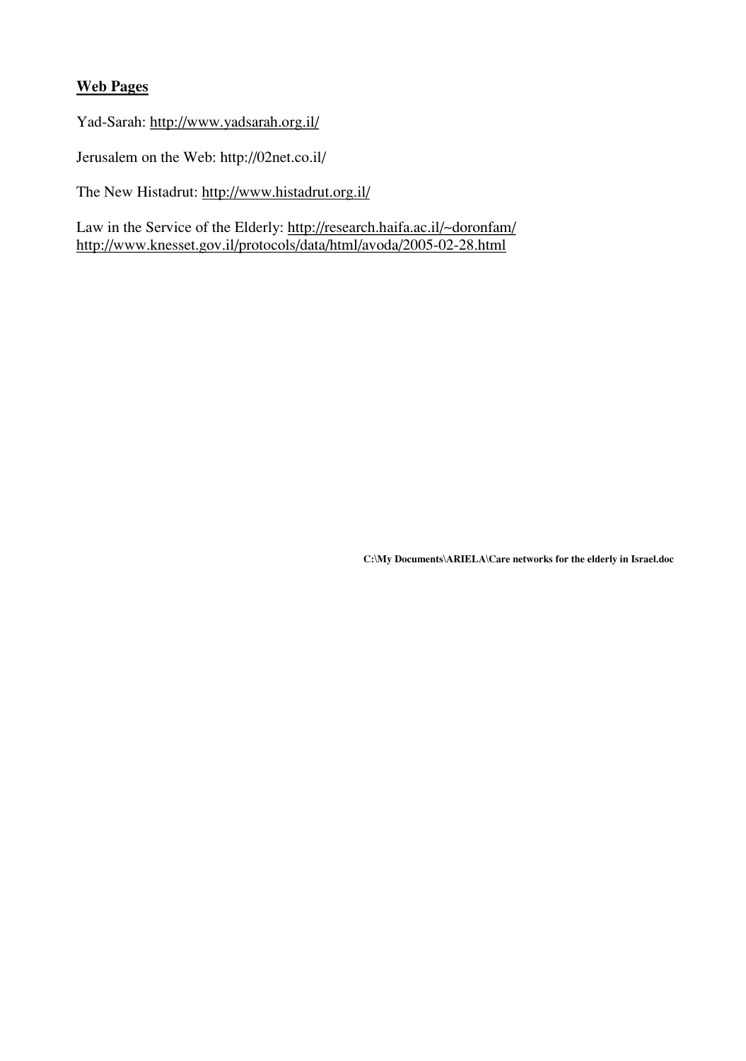## Web Pages

Yad-Sarah: http://www.yadsarah.org.il/

Jerusalem on the Web: http://02net.co.il/

The New Histadrut: http://www.histadrut.org.il/

Law in the Service of the Elderly: http://research.haifa.ac.il/~doronfam/
http://www.knesset.gov.il/protocols/data/html/avoda/2005-02-28.html

**C:\My Documents\ARIELA\Care networks for the elderly in Israel.doc**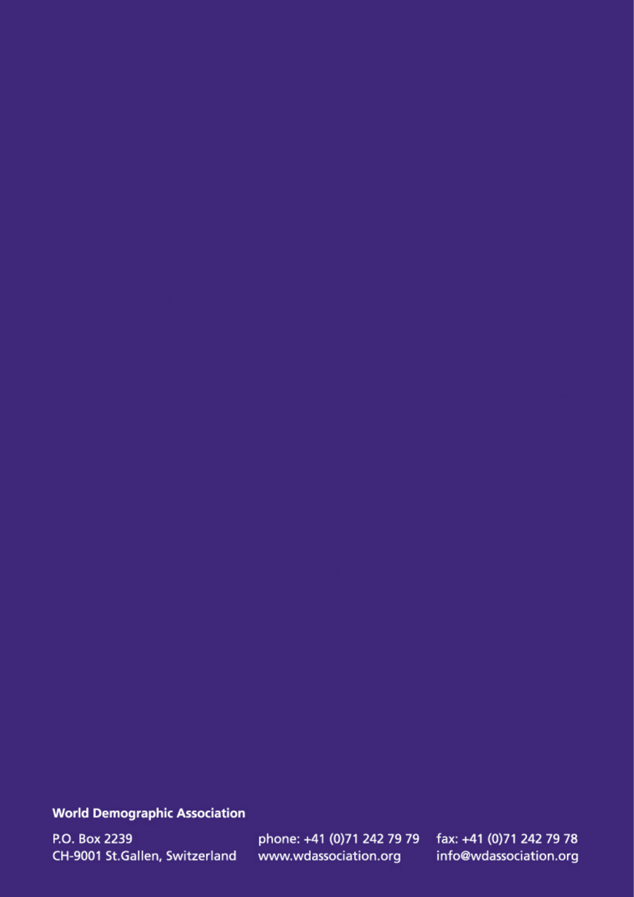**World Demographic Association**

P.O. Box 2239
CH-9001 St.Gallen, Switzerland

phone: +41 (0)71 242 79 79
www.wdassociation.org

fax: +41 (0)71 242 79 78
info@wdassociation.org